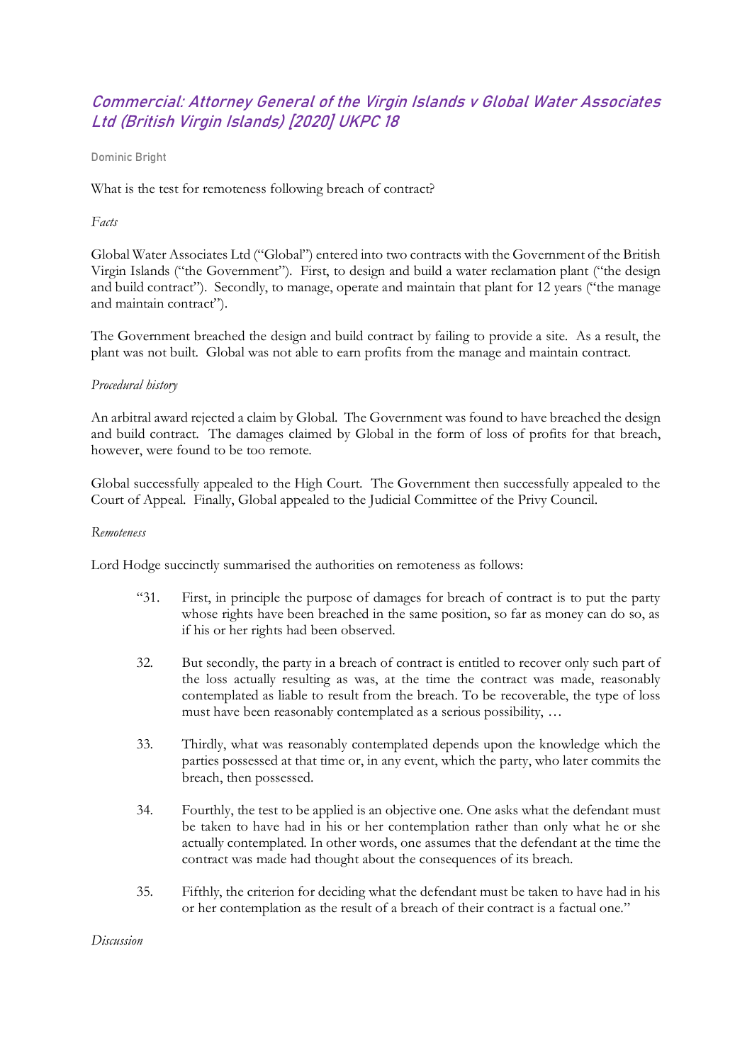# *Commercial: Attorney General of the Virgin Islands v Global Water Associates Ltd (British Virgin Islands) [2020] UKPC 18*

Dominic Bright

What is the test for remoteness following breach of contract?

*Facts*

Global Water Associates Ltd ("Global") entered into two contracts with the Government of the British Virgin Islands ("the Government"). First, to design and build a water reclamation plant ("the design and build contract"). Secondly, to manage, operate and maintain that plant for 12 years ("the manage and maintain contract").

The Government breached the design and build contract by failing to provide a site. As a result, the plant was not built. Global was not able to earn profits from the manage and maintain contract.

*Procedural history*

An arbitral award rejected a claim by Global. The Government was found to have breached the design and build contract. The damages claimed by Global in the form of loss of profits for that breach, however, were found to be too remote.

Global successfully appealed to the High Court. The Government then successfully appealed to the Court of Appeal. Finally, Global appealed to the Judicial Committee of the Privy Council.

*Remoteness*

Lord Hodge succinctly summarised the authorities on remoteness as follows:

> "31. First, in principle the purpose of damages for breach of contract is to put the party whose rights have been breached in the same position, so far as money can do so, as if his or her rights had been observed.
>
> 32. But secondly, the party in a breach of contract is entitled to recover only such part of the loss actually resulting as was, at the time the contract was made, reasonably contemplated as liable to result from the breach. To be recoverable, the type of loss must have been reasonably contemplated as a serious possibility, …
>
> 33. Thirdly, what was reasonably contemplated depends upon the knowledge which the parties possessed at that time or, in any event, which the party, who later commits the breach, then possessed.
>
> 34. Fourthly, the test to be applied is an objective one. One asks what the defendant must be taken to have had in his or her contemplation rather than only what he or she actually contemplated. In other words, one assumes that the defendant at the time the contract was made had thought about the consequences of its breach.
>
> 35. Fifthly, the criterion for deciding what the defendant must be taken to have had in his or her contemplation as the result of a breach of their contract is a factual one."

*Discussion*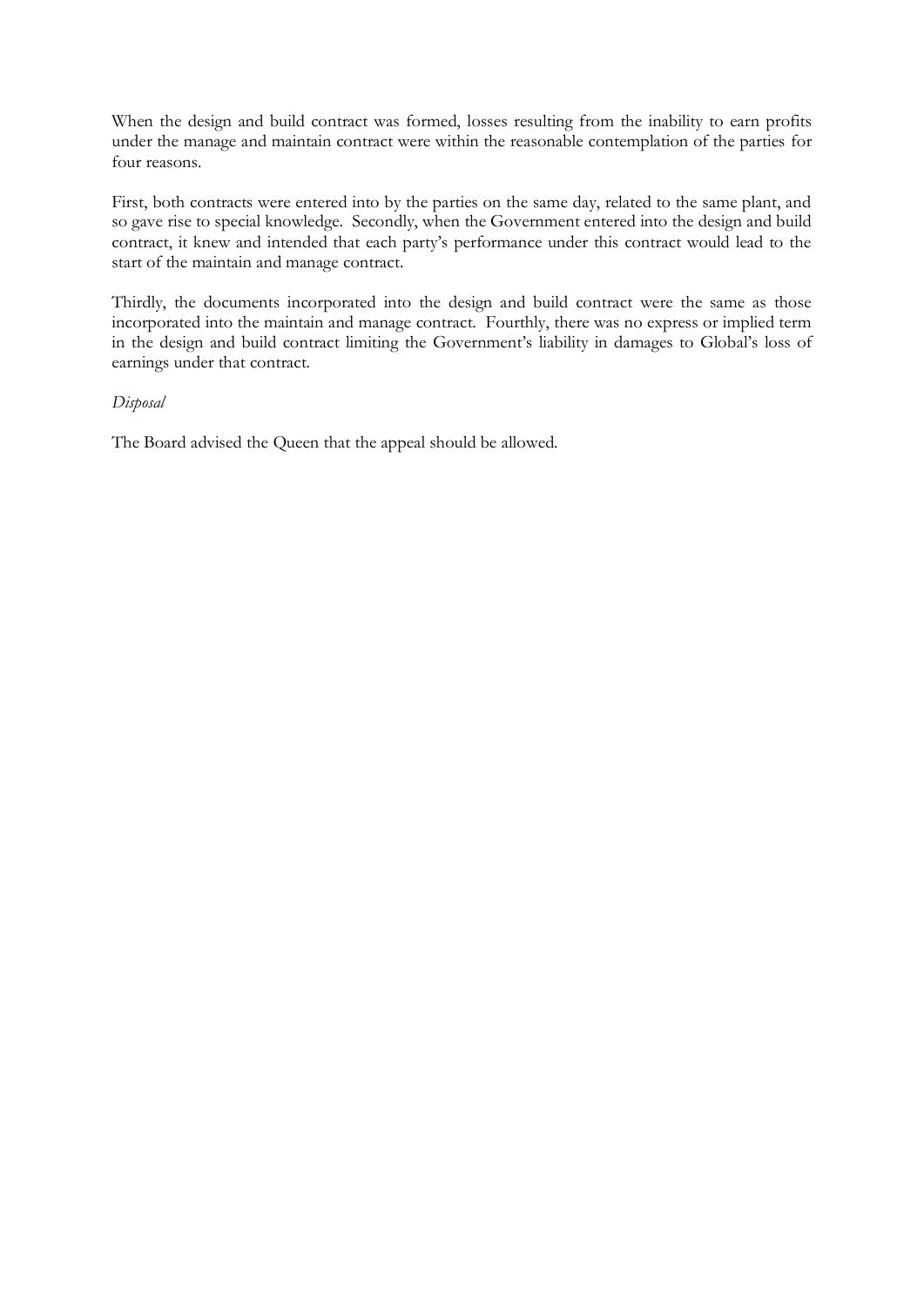When the design and build contract was formed, losses resulting from the inability to earn profits under the manage and maintain contract were within the reasonable contemplation of the parties for four reasons.

First, both contracts were entered into by the parties on the same day, related to the same plant, and so gave rise to special knowledge. Secondly, when the Government entered into the design and build contract, it knew and intended that each party's performance under this contract would lead to the start of the maintain and manage contract.

Thirdly, the documents incorporated into the design and build contract were the same as those incorporated into the maintain and manage contract. Fourthly, there was no express or implied term in the design and build contract limiting the Government's liability in damages to Global's loss of earnings under that contract.

*Disposal*

The Board advised the Queen that the appeal should be allowed.